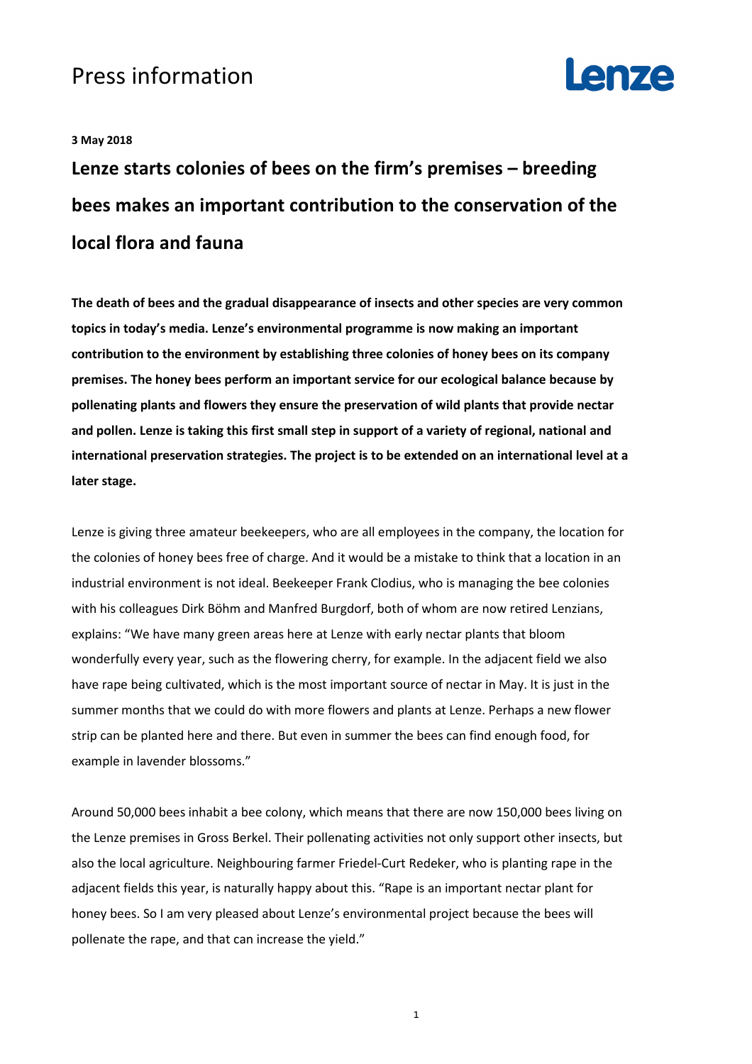# Press information

**3 May 2018**

## Lenze starts colonies of bees on the firm's premises – breeding bees makes an important contribution to the conservation of the local flora and fauna

**The death of bees and the gradual disappearance of insects and other species are very common topics in today's media. Lenze's environmental programme is now making an important contribution to the environment by establishing three colonies of honey bees on its company premises. The honey bees perform an important service for our ecological balance because by pollenating plants and flowers they ensure the preservation of wild plants that provide nectar and pollen. Lenze is taking this first small step in support of a variety of regional, national and international preservation strategies. The project is to be extended on an international level at a later stage.**

Lenze is giving three amateur beekeepers, who are all employees in the company, the location for the colonies of honey bees free of charge. And it would be a mistake to think that a location in an industrial environment is not ideal. Beekeeper Frank Clodius, who is managing the bee colonies with his colleagues Dirk Böhm and Manfred Burgdorf, both of whom are now retired Lenzians, explains: "We have many green areas here at Lenze with early nectar plants that bloom wonderfully every year, such as the flowering cherry, for example. In the adjacent field we also have rape being cultivated, which is the most important source of nectar in May. It is just in the summer months that we could do with more flowers and plants at Lenze. Perhaps a new flower strip can be planted here and there. But even in summer the bees can find enough food, for example in lavender blossoms."

Around 50,000 bees inhabit a bee colony, which means that there are now 150,000 bees living on the Lenze premises in Gross Berkel. Their pollenating activities not only support other insects, but also the local agriculture. Neighbouring farmer Friedel-Curt Redeker, who is planting rape in the adjacent fields this year, is naturally happy about this. "Rape is an important nectar plant for honey bees. So I am very pleased about Lenze's environmental project because the bees will pollenate the rape, and that can increase the yield."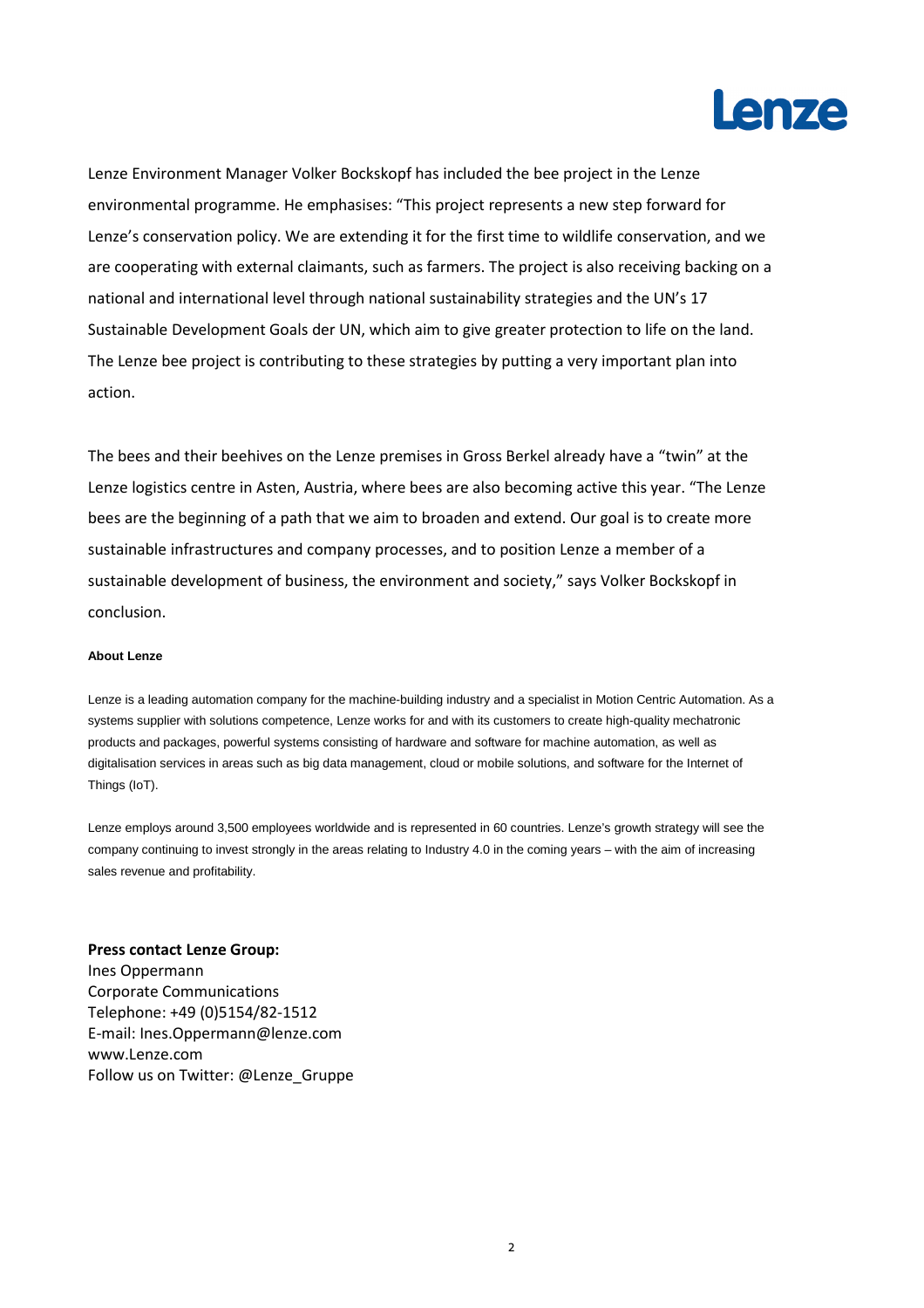Lenze Environment Manager Volker Bockskopf has included the bee project in the Lenze environmental programme. He emphasises: “This project represents a new step forward for Lenze’s conservation policy. We are extending it for the first time to wildlife conservation, and we are cooperating with external claimants, such as farmers. The project is also receiving backing on a national and international level through national sustainability strategies and the UN’s 17 Sustainable Development Goals der UN, which aim to give greater protection to life on the land. The Lenze bee project is contributing to these strategies by putting a very important plan into action.

The bees and their beehives on the Lenze premises in Gross Berkel already have a “twin” at the Lenze logistics centre in Asten, Austria, where bees are also becoming active this year. “The Lenze bees are the beginning of a path that we aim to broaden and extend. Our goal is to create more sustainable infrastructures and company processes, and to position Lenze a member of a sustainable development of business, the environment and society,” says Volker Bockskopf in conclusion.

**About Lenze**

Lenze is a leading automation company for the machine-building industry and a specialist in Motion Centric Automation. As a systems supplier with solutions competence, Lenze works for and with its customers to create high-quality mechatronic products and packages, powerful systems consisting of hardware and software for machine automation, as well as digitalisation services in areas such as big data management, cloud or mobile solutions, and software for the Internet of Things (IoT).

Lenze employs around 3,500 employees worldwide and is represented in 60 countries. Lenze’s growth strategy will see the company continuing to invest strongly in the areas relating to Industry 4.0 in the coming years – with the aim of increasing sales revenue and profitability.

**Press contact Lenze Group:**
Ines Oppermann
Corporate Communications
Telephone: +49 (0)5154/82-1512
E-mail: Ines.Oppermann@lenze.com
www.Lenze.com
Follow us on Twitter: @Lenze_Gruppe